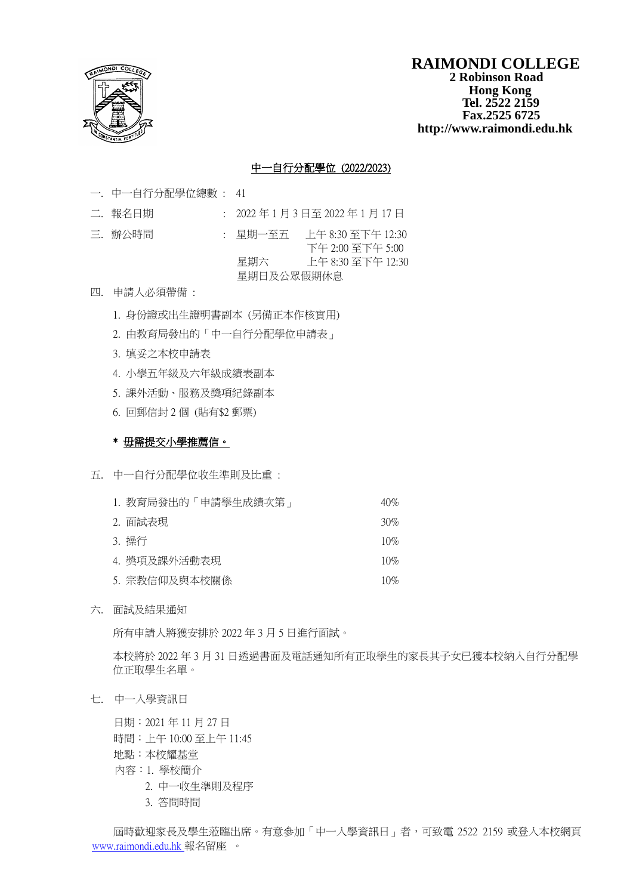# RAIMONDI COLLEGE

**2 Robinson Road**
**Hong Kong**
**Tel. 2522 2159**
**Fax.2525 6725**
**http://www.raimondi.edu.hk**

## <u>中一自行分配學位 (2022/2023)</u>

一. 中一自行分配學位總數： 41

二. 報名日期 ： 2022 年 1 月 3 日至 2022 年 1 月 17 日

三. 辦公時間 ： 星期一至五 上午 8:30 至下午 12:30
下午 2:00 至下午 5:00
星期六 上午 8:30 至下午 12:30
星期日及公眾假期休息

四. 申請人必須帶備：

1. 身份證或出生證明書副本 (另備正本作核實用)
2. 由教育局發出的「中一自行分配學位申請表」
3. 填妥之本校申請表
4. 小學五年級及六年級成績表副本
5. 課外活動、服務及獎項紀錄副本
6. 回郵信封 2 個 (貼有$2 郵票)

**\* <u>毋需提交小學推薦信。</u>**

五. 中一自行分配學位收生準則及比重：

| 準則 | 比重 |
|---|---|
| 1. 教育局發出的「申請學生成績次第」 | 40% |
| 2. 面試表現 | 30% |
| 3. 操行 | 10% |
| 4. 獎項及課外活動表現 | 10% |
| 5. 宗教信仰及與本校關係 | 10% |

六. 面試及結果通知

所有申請人將獲安排於 2022 年 3 月 5 日進行面試。

本校將於 2022 年 3 月 31 日透過書面及電話通知所有正取學生的家長其子女已獲本校納入自行分配學位正取學生名單。

七. 中一入學資訊日

日期：2021 年 11 月 27 日
時間：上午 10:00 至上午 11:45
地點：本校耀基堂
內容：1. 學校簡介
2. 中一收生準則及程序
3. 答問時間

屆時歡迎家長及學生蒞臨出席。有意參加「中一入學資訊日」者，可致電 2522 2159 或登入本校網頁 www.raimondi.edu.hk 報名留座 。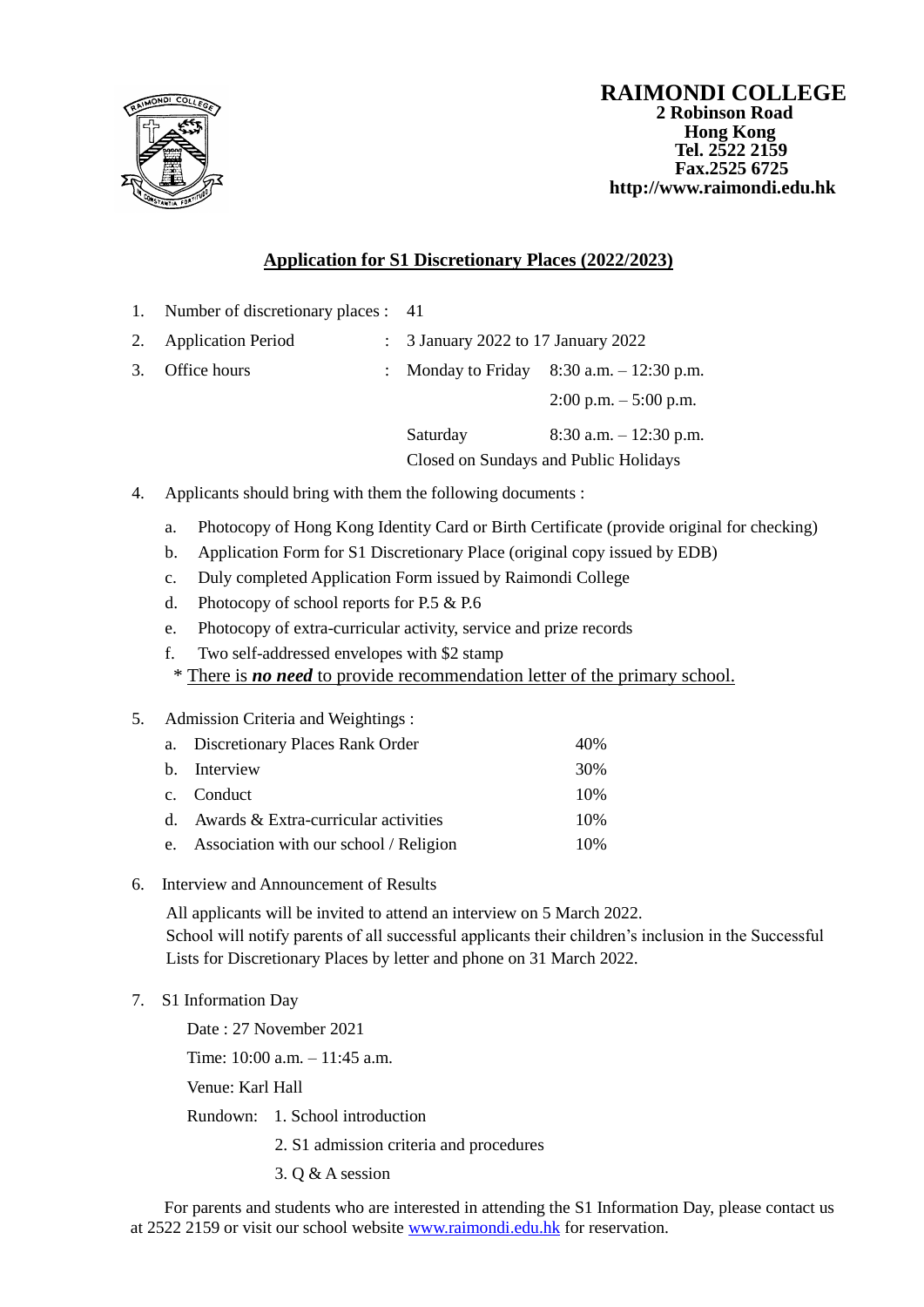# RAIMONDI COLLEGE

**2 Robinson Road**
**Hong Kong**
**Tel. 2522 2159**
**Fax.2525 6725**
**http://www.raimondi.edu.hk**

## Application for S1 Discretionary Places (2022/2023)

1. Number of discretionary places : 41
2. Application Period : 3 January 2022 to 17 January 2022
3. Office hours : Monday to Friday 8:30 a.m. – 12:30 p.m.
   2:00 p.m. – 5:00 p.m.
   Saturday 8:30 a.m. – 12:30 p.m.
   Closed on Sundays and Public Holidays
4. Applicants should bring with them the following documents :
   a. Photocopy of Hong Kong Identity Card or Birth Certificate (provide original for checking)
   b. Application Form for S1 Discretionary Place (original copy issued by EDB)
   c. Duly completed Application Form issued by Raimondi College
   d. Photocopy of school reports for P.5 & P.6
   e. Photocopy of extra-curricular activity, service and prize records
   f. Two self-addressed envelopes with $2 stamp

   \* There is ***no need*** to provide recommendation letter of the primary school.

5. Admission Criteria and Weightings :

| | |
|---|---|
| a. Discretionary Places Rank Order | 40% |
| b. Interview | 30% |
| c. Conduct | 10% |
| d. Awards & Extra-curricular activities | 10% |
| e. Association with our school / Religion | 10% |

6. Interview and Announcement of Results

   All applicants will be invited to attend an interview on 5 March 2022.
   School will notify parents of all successful applicants their children's inclusion in the Successful Lists for Discretionary Places by letter and phone on 31 March 2022.

7. S1 Information Day

   Date : 27 November 2021

   Time: 10:00 a.m. – 11:45 a.m.

   Venue: Karl Hall

   Rundown: 1. School introduction
   2. S1 admission criteria and procedures
   3. Q & A session

For parents and students who are interested in attending the S1 Information Day, please contact us at 2522 2159 or visit our school website www.raimondi.edu.hk for reservation.